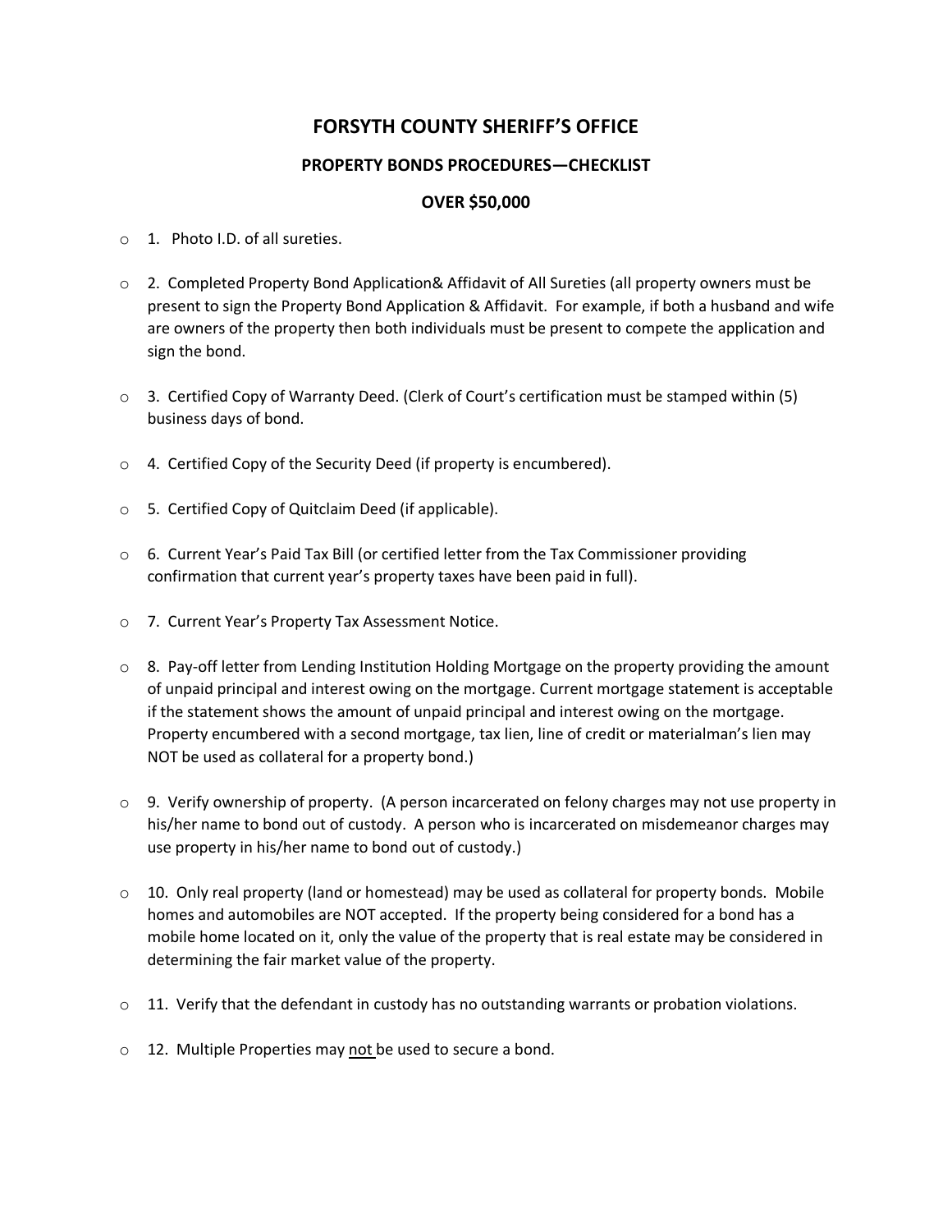# FORSYTH COUNTY SHERIFF'S OFFICE

## PROPERTY BONDS PROCEDURES—CHECKLIST

## OVER $50,000

- 1. Photo I.D. of all sureties.

- 2. Completed Property Bond Application& Affidavit of All Sureties (all property owners must be present to sign the Property Bond Application & Affidavit. For example, if both a husband and wife are owners of the property then both individuals must be present to compete the application and sign the bond.

- 3. Certified Copy of Warranty Deed. (Clerk of Court's certification must be stamped within (5) business days of bond.

- 4. Certified Copy of the Security Deed (if property is encumbered).

- 5. Certified Copy of Quitclaim Deed (if applicable).

- 6. Current Year's Paid Tax Bill (or certified letter from the Tax Commissioner providing confirmation that current year's property taxes have been paid in full).

- 7. Current Year's Property Tax Assessment Notice.

- 8. Pay-off letter from Lending Institution Holding Mortgage on the property providing the amount of unpaid principal and interest owing on the mortgage. Current mortgage statement is acceptable if the statement shows the amount of unpaid principal and interest owing on the mortgage. Property encumbered with a second mortgage, tax lien, line of credit or materialman's lien may NOT be used as collateral for a property bond.)

- 9. Verify ownership of property. (A person incarcerated on felony charges may not use property in his/her name to bond out of custody. A person who is incarcerated on misdemeanor charges may use property in his/her name to bond out of custody.)

- 10. Only real property (land or homestead) may be used as collateral for property bonds. Mobile homes and automobiles are NOT accepted. If the property being considered for a bond has a mobile home located on it, only the value of the property that is real estate may be considered in determining the fair market value of the property.

- 11. Verify that the defendant in custody has no outstanding warrants or probation violations.

- 12. Multiple Properties may <u>not</u> be used to secure a bond.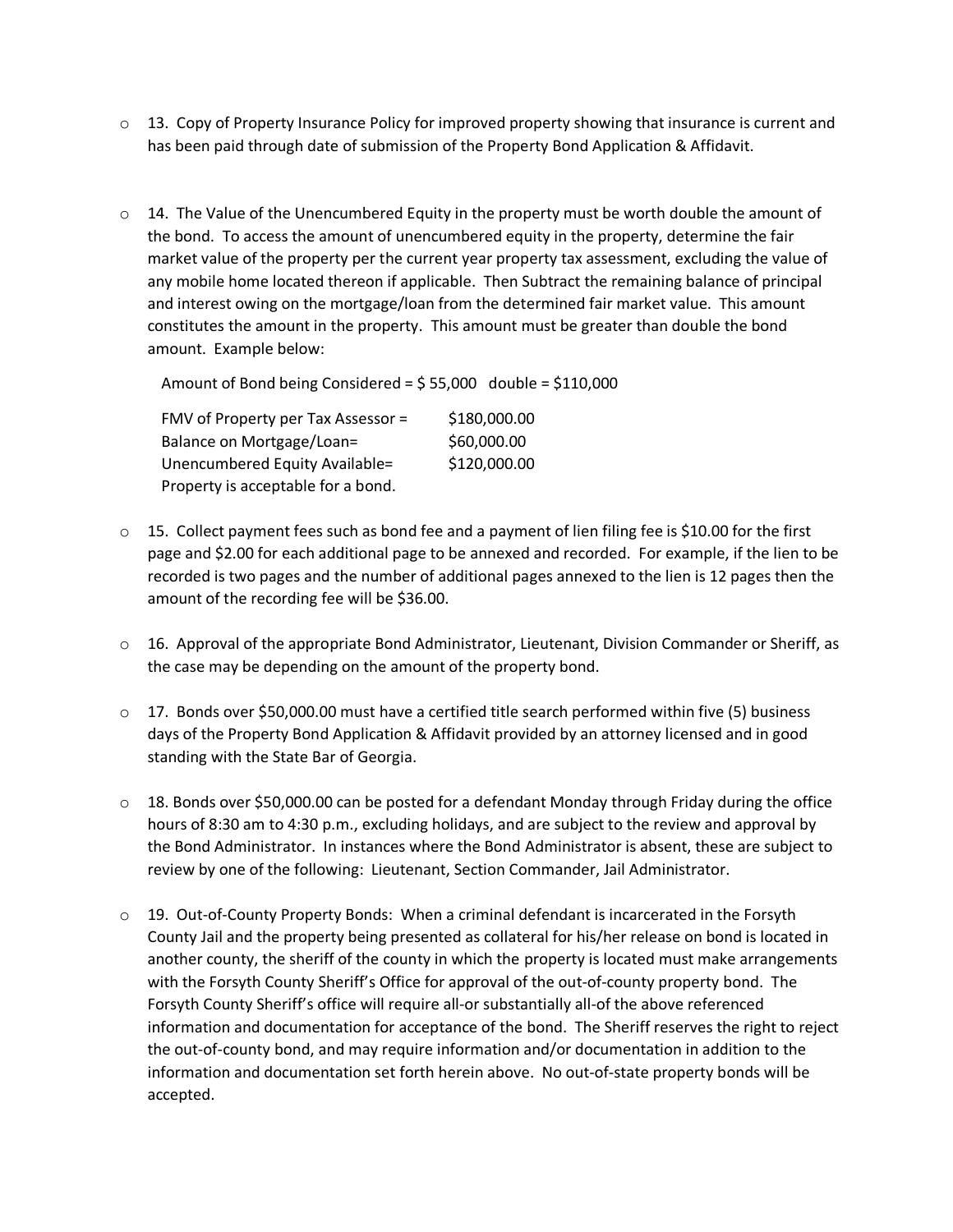- 13. Copy of Property Insurance Policy for improved property showing that insurance is current and has been paid through date of submission of the Property Bond Application & Affidavit.

- 14. The Value of the Unencumbered Equity in the property must be worth double the amount of the bond. To access the amount of unencumbered equity in the property, determine the fair market value of the property per the current year property tax assessment, excluding the value of any mobile home located thereon if applicable. Then Subtract the remaining balance of principal and interest owing on the mortgage/loan from the determined fair market value. This amount constitutes the amount in the property. This amount must be greater than double the bond amount. Example below:

  Amount of Bond being Considered = $ 55,000   double = $110,000

  | | |
  |---|---|
  | FMV of Property per Tax Assessor = | $180,000.00 |
  | Balance on Mortgage/Loan= | $60,000.00 |
  | Unencumbered Equity Available= | $120,000.00 |
  | Property is acceptable for a bond. | |

- 15. Collect payment fees such as bond fee and a payment of lien filing fee is $10.00 for the first page and $2.00 for each additional page to be annexed and recorded. For example, if the lien to be recorded is two pages and the number of additional pages annexed to the lien is 12 pages then the amount of the recording fee will be $36.00.

- 16. Approval of the appropriate Bond Administrator, Lieutenant, Division Commander or Sheriff, as the case may be depending on the amount of the property bond.

- 17. Bonds over $50,000.00 must have a certified title search performed within five (5) business days of the Property Bond Application & Affidavit provided by an attorney licensed and in good standing with the State Bar of Georgia.

- 18. Bonds over $50,000.00 can be posted for a defendant Monday through Friday during the office hours of 8:30 am to 4:30 p.m., excluding holidays, and are subject to the review and approval by the Bond Administrator. In instances where the Bond Administrator is absent, these are subject to review by one of the following: Lieutenant, Section Commander, Jail Administrator.

- 19. Out-of-County Property Bonds: When a criminal defendant is incarcerated in the Forsyth County Jail and the property being presented as collateral for his/her release on bond is located in another county, the sheriff of the county in which the property is located must make arrangements with the Forsyth County Sheriff's Office for approval of the out-of-county property bond. The Forsyth County Sheriff's office will require all-or substantially all-of the above referenced information and documentation for acceptance of the bond. The Sheriff reserves the right to reject the out-of-county bond, and may require information and/or documentation in addition to the information and documentation set forth herein above. No out-of-state property bonds will be accepted.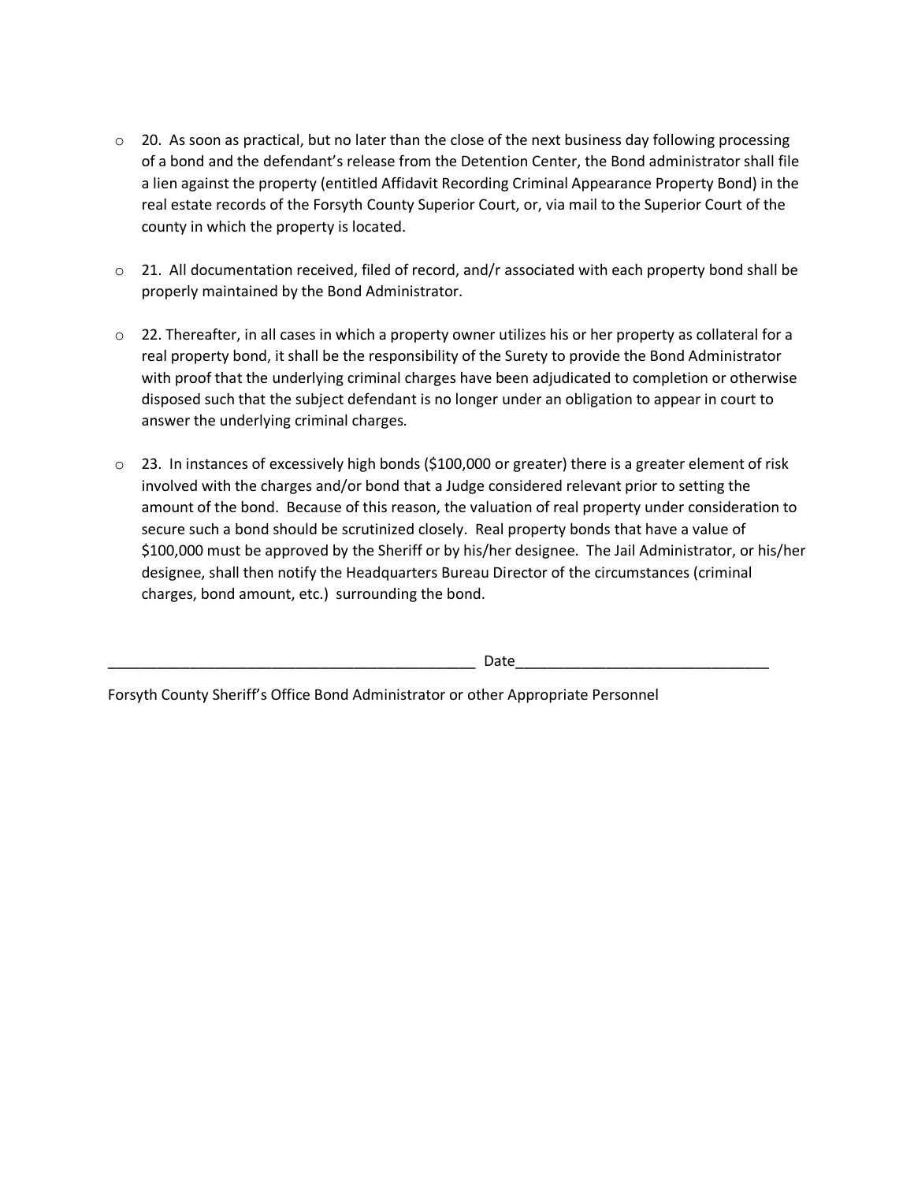- 20. As soon as practical, but no later than the close of the next business day following processing of a bond and the defendant's release from the Detention Center, the Bond administrator shall file a lien against the property (entitled Affidavit Recording Criminal Appearance Property Bond) in the real estate records of the Forsyth County Superior Court, or, via mail to the Superior Court of the county in which the property is located.

- 21. All documentation received, filed of record, and/r associated with each property bond shall be properly maintained by the Bond Administrator.

- 22. Thereafter, in all cases in which a property owner utilizes his or her property as collateral for a real property bond, it shall be the responsibility of the Surety to provide the Bond Administrator with proof that the underlying criminal charges have been adjudicated to completion or otherwise disposed such that the subject defendant is no longer under an obligation to appear in court to answer the underlying criminal charges.

- 23. In instances of excessively high bonds ($100,000 or greater) there is a greater element of risk involved with the charges and/or bond that a Judge considered relevant prior to setting the amount of the bond. Because of this reason, the valuation of real property under consideration to secure such a bond should be scrutinized closely. Real property bonds that have a value of $100,000 must be approved by the Sheriff or by his/her designee. The Jail Administrator, or his/her designee, shall then notify the Headquarters Bureau Director of the circumstances (criminal charges, bond amount, etc.) surrounding the bond.

_______________________________________________ Date________________________________

Forsyth County Sheriff's Office Bond Administrator or other Appropriate Personnel